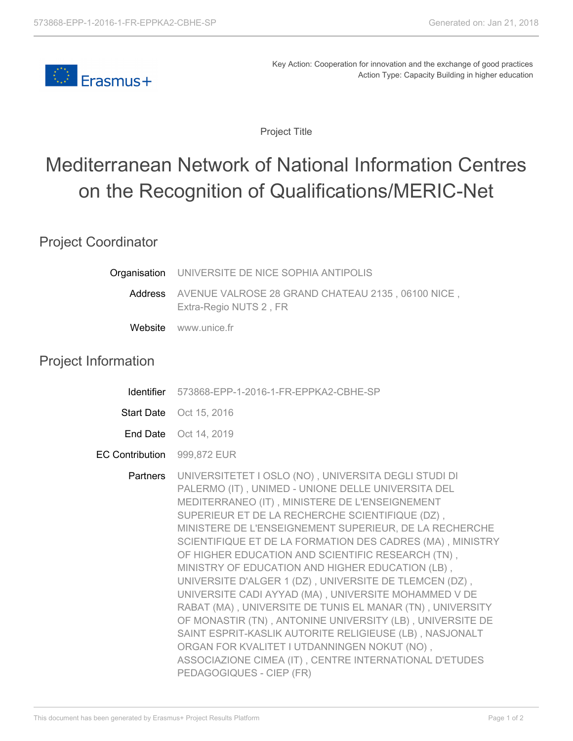Key Action: Cooperation for innovation and the exchange of good practices
Action Type: Capacity Building in higher education

Project Title

# Mediterranean Network of National Information Centres on the Recognition of Qualifications/MERIC-Net

## Project Coordinator

**Organisation** UNIVERSITE DE NICE SOPHIA ANTIPOLIS

**Address** AVENUE VALROSE 28 GRAND CHATEAU 2135 , 06100 NICE , Extra-Regio NUTS 2 , FR

**Website** www.unice.fr

## Project Information

**Identifier** 573868-EPP-1-2016-1-FR-EPPKA2-CBHE-SP

**Start Date** Oct 15, 2016

**End Date** Oct 14, 2019

**EC Contribution** 999,872 EUR

**Partners** UNIVERSITETET I OSLO (NO) , UNIVERSITA DEGLI STUDI DI PALERMO (IT) , UNIMED - UNIONE DELLE UNIVERSITA DEL MEDITERRANEO (IT) , MINISTERE DE L'ENSEIGNEMENT SUPERIEUR ET DE LA RECHERCHE SCIENTIFIQUE (DZ) , MINISTERE DE L'ENSEIGNEMENT SUPERIEUR, DE LA RECHERCHE SCIENTIFIQUE ET DE LA FORMATION DES CADRES (MA) , MINISTRY OF HIGHER EDUCATION AND SCIENTIFIC RESEARCH (TN) , MINISTRY OF EDUCATION AND HIGHER EDUCATION (LB) , UNIVERSITE D'ALGER 1 (DZ) , UNIVERSITE DE TLEMCEN (DZ) , UNIVERSITE CADI AYYAD (MA) , UNIVERSITE MOHAMMED V DE RABAT (MA) , UNIVERSITE DE TUNIS EL MANAR (TN) , UNIVERSITY OF MONASTIR (TN) , ANTONINE UNIVERSITY (LB) , UNIVERSITE DE SAINT ESPRIT-KASLIK AUTORITE RELIGIEUSE (LB) , NASJONALT ORGAN FOR KVALITET I UTDANNINGEN NOKUT (NO) , ASSOCIAZIONE CIMEA (IT) , CENTRE INTERNATIONAL D'ETUDES PEDAGOGIQUES - CIEP (FR)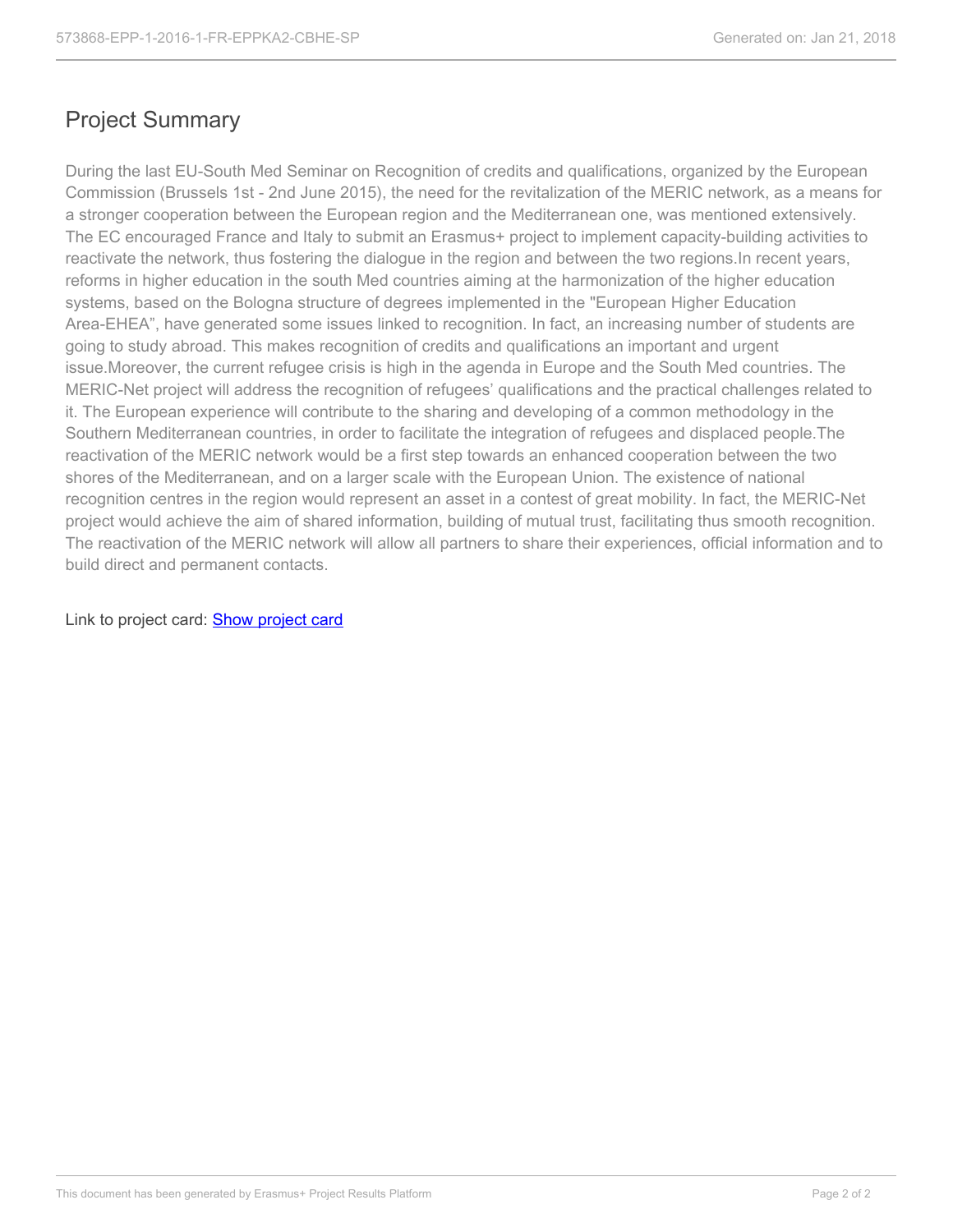# Project Summary

During the last EU-South Med Seminar on Recognition of credits and qualifications, organized by the European Commission (Brussels 1st - 2nd June 2015), the need for the revitalization of the MERIC network, as a means for a stronger cooperation between the European region and the Mediterranean one, was mentioned extensively. The EC encouraged France and Italy to submit an Erasmus+ project to implement capacity-building activities to reactivate the network, thus fostering the dialogue in the region and between the two regions.In recent years, reforms in higher education in the south Med countries aiming at the harmonization of the higher education systems, based on the Bologna structure of degrees implemented in the "European Higher Education Area-EHEA", have generated some issues linked to recognition. In fact, an increasing number of students are going to study abroad. This makes recognition of credits and qualifications an important and urgent issue.Moreover, the current refugee crisis is high in the agenda in Europe and the South Med countries. The MERIC-Net project will address the recognition of refugees' qualifications and the practical challenges related to it. The European experience will contribute to the sharing and developing of a common methodology in the Southern Mediterranean countries, in order to facilitate the integration of refugees and displaced people.The reactivation of the MERIC network would be a first step towards an enhanced cooperation between the two shores of the Mediterranean, and on a larger scale with the European Union. The existence of national recognition centres in the region would represent an asset in a contest of great mobility. In fact, the MERIC-Net project would achieve the aim of shared information, building of mutual trust, facilitating thus smooth recognition. The reactivation of the MERIC network will allow all partners to share their experiences, official information and to build direct and permanent contacts.

Link to project card: Show project card